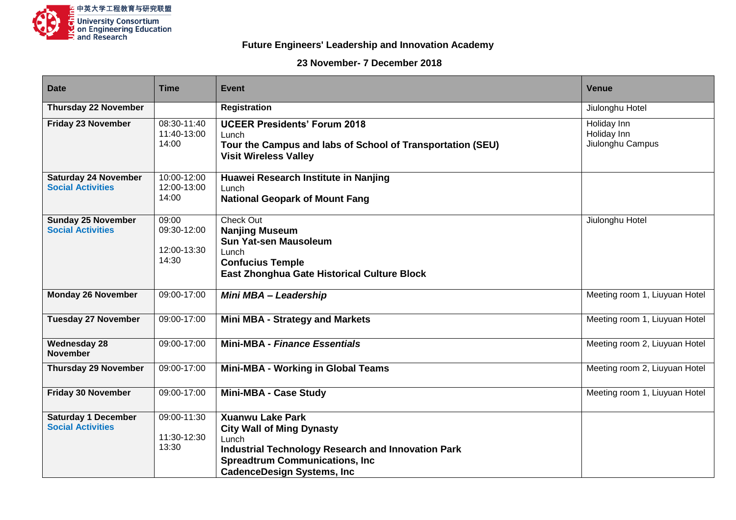中英大学工程教育与研究联盟
University Consortium on Engineering Education and Research

**Future Engineers' Leadership and Innovation Academy**

**23 November- 7 December 2018**

| Date | Time | Event | Venue |
|---|---|---|---|
| **Thursday 22 November** | | **Registration** | Jiulonghu Hotel |
| **Friday 23 November** | 08:30-11:40<br>11:40-13:00<br>14:00 | **UCEER Presidents' Forum 2018**<br>Lunch<br>**Tour the Campus and labs of School of Transportation (SEU)**<br>**Visit Wireless Valley** | Holiday Inn<br>Holiday Inn<br>Jiulonghu Campus |
| **Saturday 24 November**<br>**Social Activities** | 10:00-12:00<br>12:00-13:00<br>14:00 | **Huawei Research Institute in Nanjing**<br>Lunch<br>**National Geopark of Mount Fang** | |
| **Sunday 25 November**<br>**Social Activities** | 09:00<br>09:30-12:00<br><br>12:00-13:30<br>14:30 | Check Out<br>**Nanjing Museum**<br>**Sun Yat-sen Mausoleum**<br>Lunch<br>**Confucius Temple**<br>**East Zhonghua Gate Historical Culture Block** | Jiulonghu Hotel |
| **Monday 26 November** | 09:00-17:00 | ***Mini MBA – Leadership*** | Meeting room 1, Liuyuan Hotel |
| **Tuesday 27 November** | 09:00-17:00 | **Mini MBA - Strategy and Markets** | Meeting room 1, Liuyuan Hotel |
| **Wednesday 28 November** | 09:00-17:00 | **Mini-MBA - *Finance Essentials*** | Meeting room 2, Liuyuan Hotel |
| **Thursday 29 November** | 09:00-17:00 | **Mini-MBA - Working in Global Teams** | Meeting room 2, Liuyuan Hotel |
| **Friday 30 November** | 09:00-17:00 | **Mini-MBA - Case Study** | Meeting room 1, Liuyuan Hotel |
| **Saturday 1 December**<br>**Social Activities** | 09:00-11:30<br><br>11:30-12:30<br>13:30 | **Xuanwu Lake Park**<br>**City Wall of Ming Dynasty**<br>Lunch<br>**Industrial Technology Research and Innovation Park**<br>**Spreadtrum Communications, Inc**<br>**CadenceDesign Systems, Inc** | |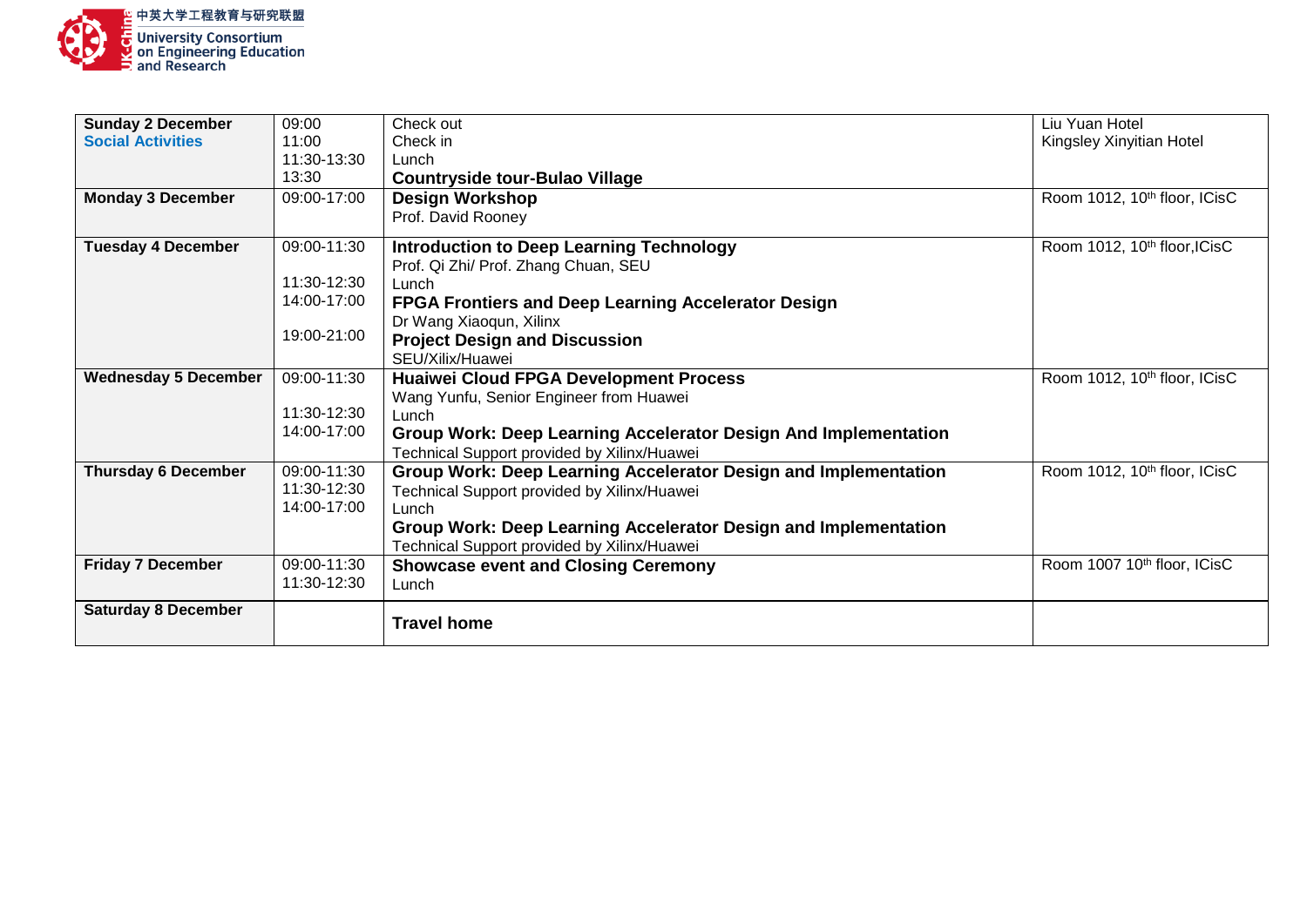| | | | |
|---|---|---|---|
| **Sunday 2 December** <br> **Social Activities** | 09:00 <br> 11:00 <br> 11:30-13:30 <br> 13:30 | Check out <br> Check in <br> Lunch <br> **Countryside tour-Bulao Village** | Liu Yuan Hotel <br> Kingsley Xinyitian Hotel |
| **Monday 3 December** | 09:00-17:00 | **Design Workshop** <br> Prof. David Rooney | Room 1012, 10th floor, ICisC |
| **Tuesday 4 December** | 09:00-11:30 <br> <br> 11:30-12:30 <br> 14:00-17:00 <br> <br> 19:00-21:00 | **Introduction to Deep Learning Technology** <br> Prof. Qi Zhi/ Prof. Zhang Chuan, SEU <br> Lunch <br> **FPGA Frontiers and Deep Learning Accelerator Design** <br> Dr Wang Xiaoqun, Xilinx <br> **Project Design and Discussion** <br> SEU/Xilix/Huawei | Room 1012, 10th floor,ICisC |
| **Wednesday 5 December** | 09:00-11:30 <br> <br> 11:30-12:30 <br> 14:00-17:00 | **Huaiwei Cloud FPGA Development Process** <br> Wang Yunfu, Senior Engineer from Huawei <br> Lunch <br> **Group Work: Deep Learning Accelerator Design And Implementation** <br> Technical Support provided by Xilinx/Huawei | Room 1012, 10th floor, ICisC |
| **Thursday 6 December** | 09:00-11:30 <br> 11:30-12:30 <br> 14:00-17:00 | **Group Work: Deep Learning Accelerator Design and Implementation** <br> Technical Support provided by Xilinx/Huawei <br> Lunch <br> **Group Work: Deep Learning Accelerator Design and Implementation** <br> Technical Support provided by Xilinx/Huawei | Room 1012, 10th floor, ICisC |
| **Friday 7 December** | 09:00-11:30 <br> 11:30-12:30 | **Showcase event and Closing Ceremony** <br> Lunch | Room 1007 10th floor, ICisC |
| **Saturday 8 December** | | **Travel home** | |